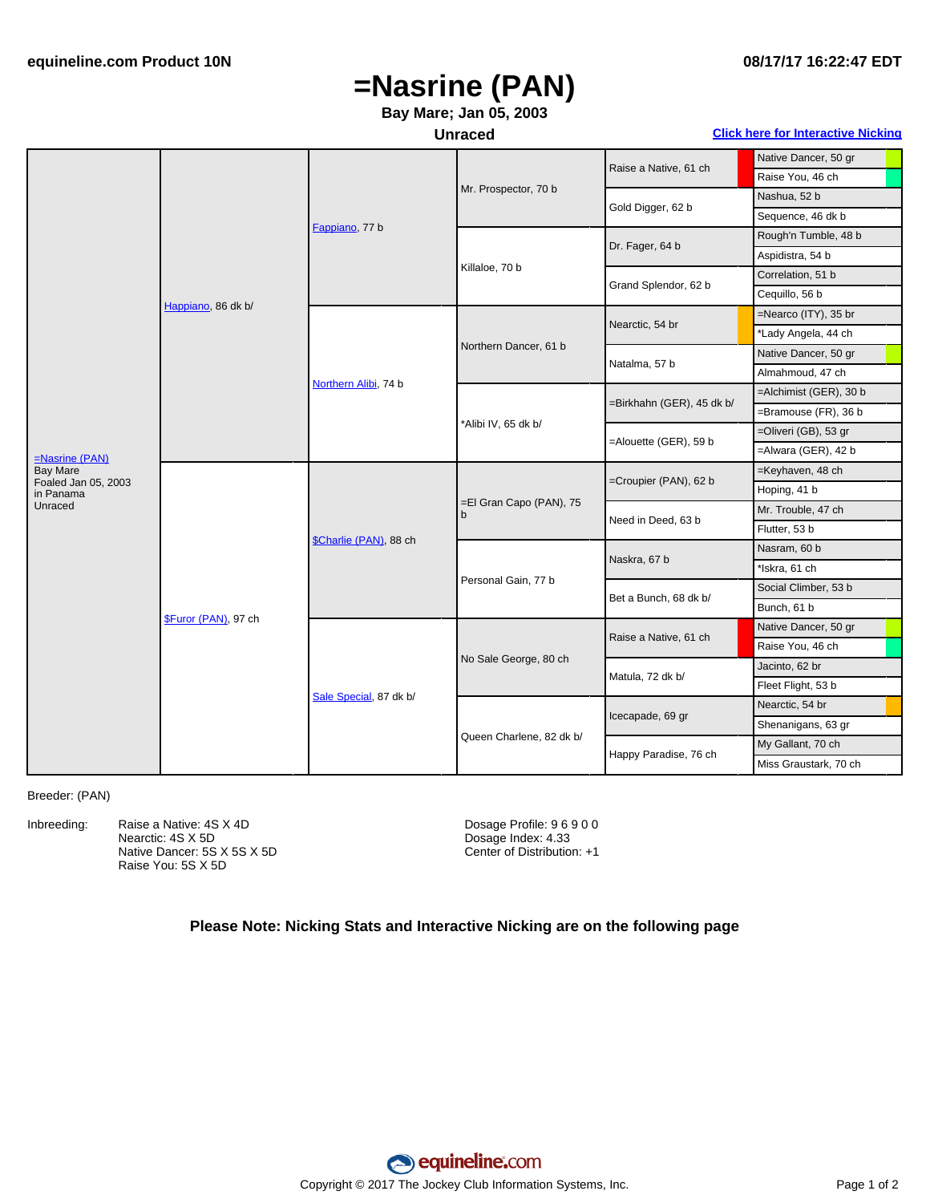equineline.com Product 10N

08/17/17 16:22:47 EDT

# =Nasrine (PAN)

**Bay Mare; Jan 05, 2003**

**Unraced**

[Click here for Interactive Nicking]

| Horse | Sire/Dam | 2nd Gen | 3rd Gen | 4th Gen | 5th Gen |
|---|---|---|---|---|---|
| =Nasrine (PAN) Bay Mare Foaled Jan 05, 2003 in Panama Unraced | Happiano, 86 dk b/ | Fappiano, 77 b | Mr. Prospector, 70 b | Raise a Native, 61 ch | Native Dancer, 50 gr |
| | | | | | Raise You, 46 ch |
| | | | | Gold Digger, 62 b | Nashua, 52 b |
| | | | | | Sequence, 46 dk b |
| | | | Killaloe, 70 b | Dr. Fager, 64 b | Rough'n Tumble, 48 b |
| | | | | | Aspidistra, 54 b |
| | | | | Grand Splendor, 62 b | Correlation, 51 b |
| | | | | | Cequillo, 56 b |
| | | Northern Alibi, 74 b | Northern Dancer, 61 b | Nearctic, 54 br | =Nearco (ITY), 35 br |
| | | | | | *Lady Angela, 44 ch |
| | | | | Natalma, 57 b | Native Dancer, 50 gr |
| | | | | | Almahmoud, 47 ch |
| | | | *Alibi IV, 65 dk b/ | =Birkhahn (GER), 45 dk b/ | =Alchimist (GER), 30 b |
| | | | | | =Bramouse (FR), 36 b |
| | | | | =Alouette (GER), 59 b | =Oliveri (GB), 53 gr |
| | | | | | =Alwara (GER), 42 b |
| | $Furor (PAN), 97 ch | $Charlie (PAN), 88 ch | =El Gran Capo (PAN), 75 b | =Croupier (PAN), 62 b | =Keyhaven, 48 ch |
| | | | | | Hoping, 41 b |
| | | | | Need in Deed, 63 b | Mr. Trouble, 47 ch |
| | | | | | Flutter, 53 b |
| | | | Personal Gain, 77 b | Naskra, 67 b | Nasram, 60 b |
| | | | | | *Iskra, 61 ch |
| | | | | Bet a Bunch, 68 dk b/ | Social Climber, 53 b |
| | | | | | Bunch, 61 b |
| | | Sale Special, 87 dk b/ | No Sale George, 80 ch | Raise a Native, 61 ch | Native Dancer, 50 gr |
| | | | | | Raise You, 46 ch |
| | | | | Matula, 72 dk b/ | Jacinto, 62 br |
| | | | | | Fleet Flight, 53 b |
| | | | Queen Charlene, 82 dk b/ | Icecapade, 69 gr | Nearctic, 54 br |
| | | | | | Shenanigans, 63 gr |
| | | | | Happy Paradise, 76 ch | My Gallant, 70 ch |
| | | | | | Miss Graustark, 70 ch |

Breeder: (PAN)

Inbreeding:
- Raise a Native: 4S X 4D
- Nearctic: 4S X 5D
- Native Dancer: 5S X 5S X 5D
- Raise You: 5S X 5D

Dosage Profile: 9 6 9 0 0
Dosage Index: 4.33
Center of Distribution: +1

**Please Note: Nicking Stats and Interactive Nicking are on the following page**

Copyright © 2017 The Jockey Club Information Systems, Inc.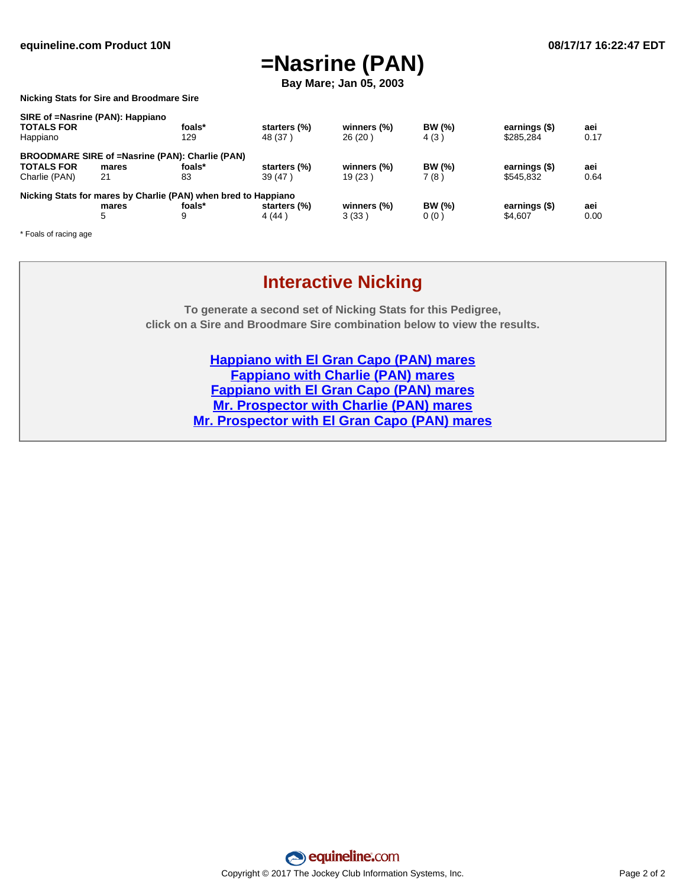# =Nasrine (PAN)

**Bay Mare; Jan 05, 2003**

**Nicking Stats for Sire and Broodmare Sire**

**SIRE of =Nasrine (PAN): Happiano**

| TOTALS FOR | | foals* | starters (%) | winners (%) | BW (%) | earnings ($) | aei |
|---|---|---|---|---|---|---|---|
| Happiano | | 129 | 48 (37 ) | 26 (20 ) | 4 (3 ) | $285,284 | 0.17 |

**BROODMARE SIRE of =Nasrine (PAN): Charlie (PAN)**

| TOTALS FOR | mares | foals* | starters (%) | winners (%) | BW (%) | earnings ($) | aei |
|---|---|---|---|---|---|---|---|
| Charlie (PAN) | 21 | 83 | 39 (47 ) | 19 (23 ) | 7 (8 ) | $545,832 | 0.64 |

**Nicking Stats for mares by Charlie (PAN) when bred to Happiano**

| | mares | foals* | starters (%) | winners (%) | BW (%) | earnings ($) | aei |
|---|---|---|---|---|---|---|---|
| | 5 | 9 | 4 (44 ) | 3 (33 ) | 0 (0 ) | $4,607 | 0.00 |

* Foals of racing age

## Interactive Nicking

**To generate a second set of Nicking Stats for this Pedigree, click on a Sire and Broodmare Sire combination below to view the results.**

**Happiano with El Gran Capo (PAN) mares**
**Fappiano with Charlie (PAN) mares**
**Fappiano with El Gran Capo (PAN) mares**
**Mr. Prospector with Charlie (PAN) mares**
**Mr. Prospector with El Gran Capo (PAN) mares**

Copyright © 2017 The Jockey Club Information Systems, Inc.